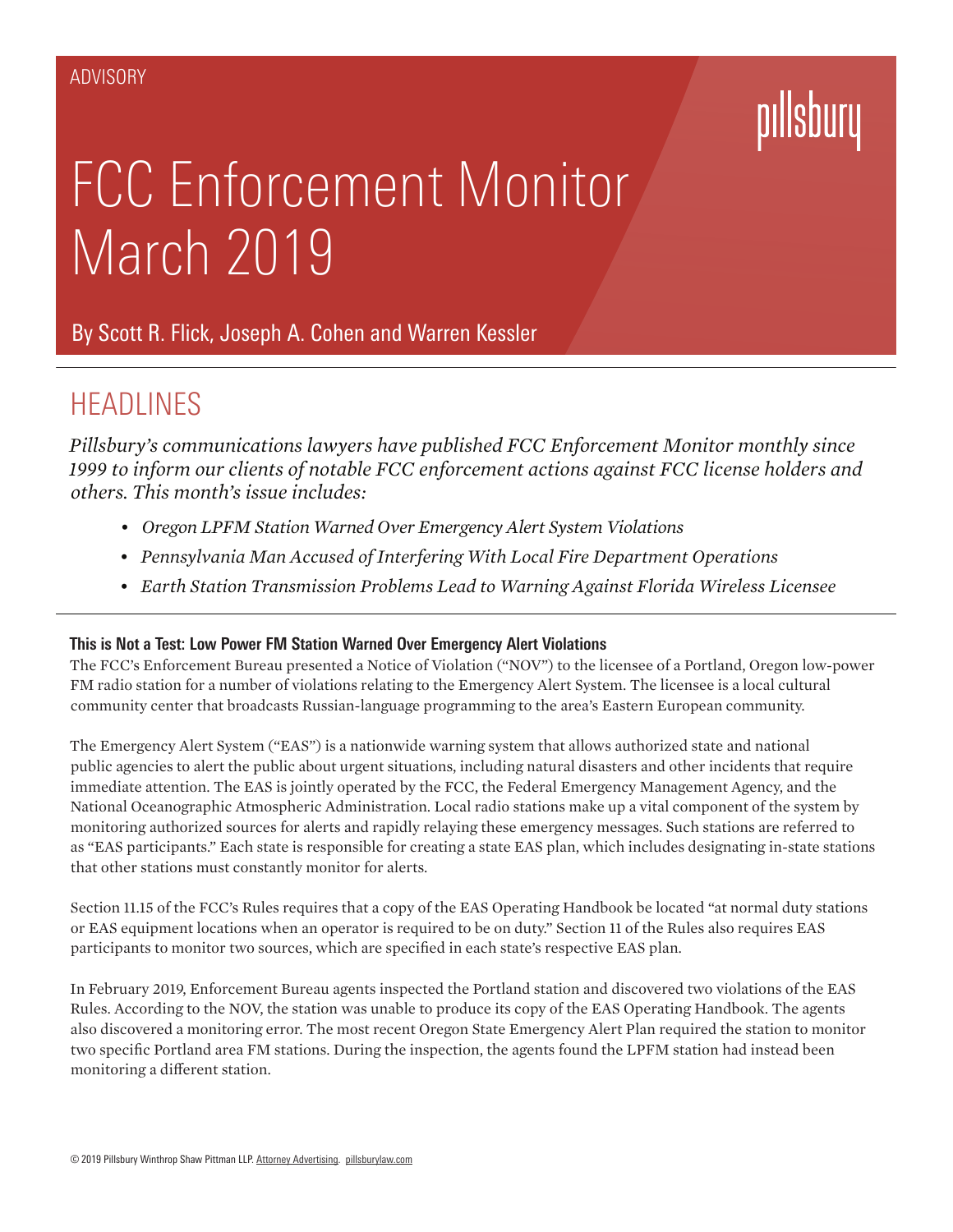ADVISORY

pillsbury

# FCC Enforcement Monitor March 2019

By Scott R. Flick, Joseph A. Cohen and Warren Kessler

## HEADLINES

*Pillsbury's communications lawyers have published FCC Enforcement Monitor monthly since 1999 to inform our clients of notable FCC enforcement actions against FCC license holders and others. This month's issue includes:*

- *Oregon LPFM Station Warned Over Emergency Alert System Violations*
- *Pennsylvania Man Accused of Interfering With Local Fire Department Operations*
- *Earth Station Transmission Problems Lead to Warning Against Florida Wireless Licensee*

### This is Not a Test: Low Power FM Station Warned Over Emergency Alert Violations

The FCC's Enforcement Bureau presented a Notice of Violation ("NOV") to the licensee of a Portland, Oregon low-power FM radio station for a number of violations relating to the Emergency Alert System. The licensee is a local cultural community center that broadcasts Russian-language programming to the area's Eastern European community.

The Emergency Alert System ("EAS") is a nationwide warning system that allows authorized state and national public agencies to alert the public about urgent situations, including natural disasters and other incidents that require immediate attention. The EAS is jointly operated by the FCC, the Federal Emergency Management Agency, and the National Oceanographic Atmospheric Administration. Local radio stations make up a vital component of the system by monitoring authorized sources for alerts and rapidly relaying these emergency messages. Such stations are referred to as "EAS participants." Each state is responsible for creating a state EAS plan, which includes designating in-state stations that other stations must constantly monitor for alerts.

Section 11.15 of the FCC's Rules requires that a copy of the EAS Operating Handbook be located "at normal duty stations or EAS equipment locations when an operator is required to be on duty." Section 11 of the Rules also requires EAS participants to monitor two sources, which are specified in each state's respective EAS plan.

In February 2019, Enforcement Bureau agents inspected the Portland station and discovered two violations of the EAS Rules. According to the NOV, the station was unable to produce its copy of the EAS Operating Handbook. The agents also discovered a monitoring error. The most recent Oregon State Emergency Alert Plan required the station to monitor two specific Portland area FM stations. During the inspection, the agents found the LPFM station had instead been monitoring a different station.

© 2019 Pillsbury Winthrop Shaw Pittman LLP. Attorney Advertising. pillsburylaw.com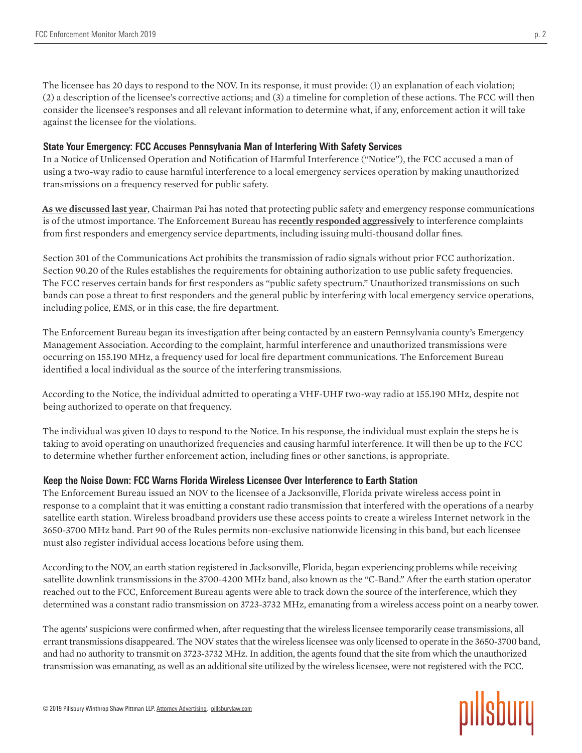The licensee has 20 days to respond to the NOV. In its response, it must provide: (1) an explanation of each violation; (2) a description of the licensee's corrective actions; and (3) a timeline for completion of these actions. The FCC will then consider the licensee's responses and all relevant information to determine what, if any, enforcement action it will take against the licensee for the violations.

### State Your Emergency: FCC Accuses Pennsylvania Man of Interfering With Safety Services

In a Notice of Unlicensed Operation and Notification of Harmful Interference ("Notice"), the FCC accused a man of using a two-way radio to cause harmful interference to a local emergency services operation by making unauthorized transmissions on a frequency reserved for public safety.

**As we discussed last year**, Chairman Pai has noted that protecting public safety and emergency response communications is of the utmost importance. The Enforcement Bureau has **recently responded aggressively** to interference complaints from first responders and emergency service departments, including issuing multi-thousand dollar fines.

Section 301 of the Communications Act prohibits the transmission of radio signals without prior FCC authorization. Section 90.20 of the Rules establishes the requirements for obtaining authorization to use public safety frequencies. The FCC reserves certain bands for first responders as "public safety spectrum." Unauthorized transmissions on such bands can pose a threat to first responders and the general public by interfering with local emergency service operations, including police, EMS, or in this case, the fire department.

The Enforcement Bureau began its investigation after being contacted by an eastern Pennsylvania county's Emergency Management Association. According to the complaint, harmful interference and unauthorized transmissions were occurring on 155.190 MHz, a frequency used for local fire department communications. The Enforcement Bureau identified a local individual as the source of the interfering transmissions.

According to the Notice, the individual admitted to operating a VHF-UHF two-way radio at 155.190 MHz, despite not being authorized to operate on that frequency.

The individual was given 10 days to respond to the Notice. In his response, the individual must explain the steps he is taking to avoid operating on unauthorized frequencies and causing harmful interference. It will then be up to the FCC to determine whether further enforcement action, including fines or other sanctions, is appropriate.

### Keep the Noise Down: FCC Warns Florida Wireless Licensee Over Interference to Earth Station

The Enforcement Bureau issued an NOV to the licensee of a Jacksonville, Florida private wireless access point in response to a complaint that it was emitting a constant radio transmission that interfered with the operations of a nearby satellite earth station. Wireless broadband providers use these access points to create a wireless Internet network in the 3650-3700 MHz band. Part 90 of the Rules permits non-exclusive nationwide licensing in this band, but each licensee must also register individual access locations before using them.

According to the NOV, an earth station registered in Jacksonville, Florida, began experiencing problems while receiving satellite downlink transmissions in the 3700-4200 MHz band, also known as the "C-Band." After the earth station operator reached out to the FCC, Enforcement Bureau agents were able to track down the source of the interference, which they determined was a constant radio transmission on 3723-3732 MHz, emanating from a wireless access point on a nearby tower.

The agents' suspicions were confirmed when, after requesting that the wireless licensee temporarily cease transmissions, all errant transmissions disappeared. The NOV states that the wireless licensee was only licensed to operate in the 3650-3700 band, and had no authority to transmit on 3723-3732 MHz. In addition, the agents found that the site from which the unauthorized transmission was emanating, as well as an additional site utilized by the wireless licensee, were not registered with the FCC.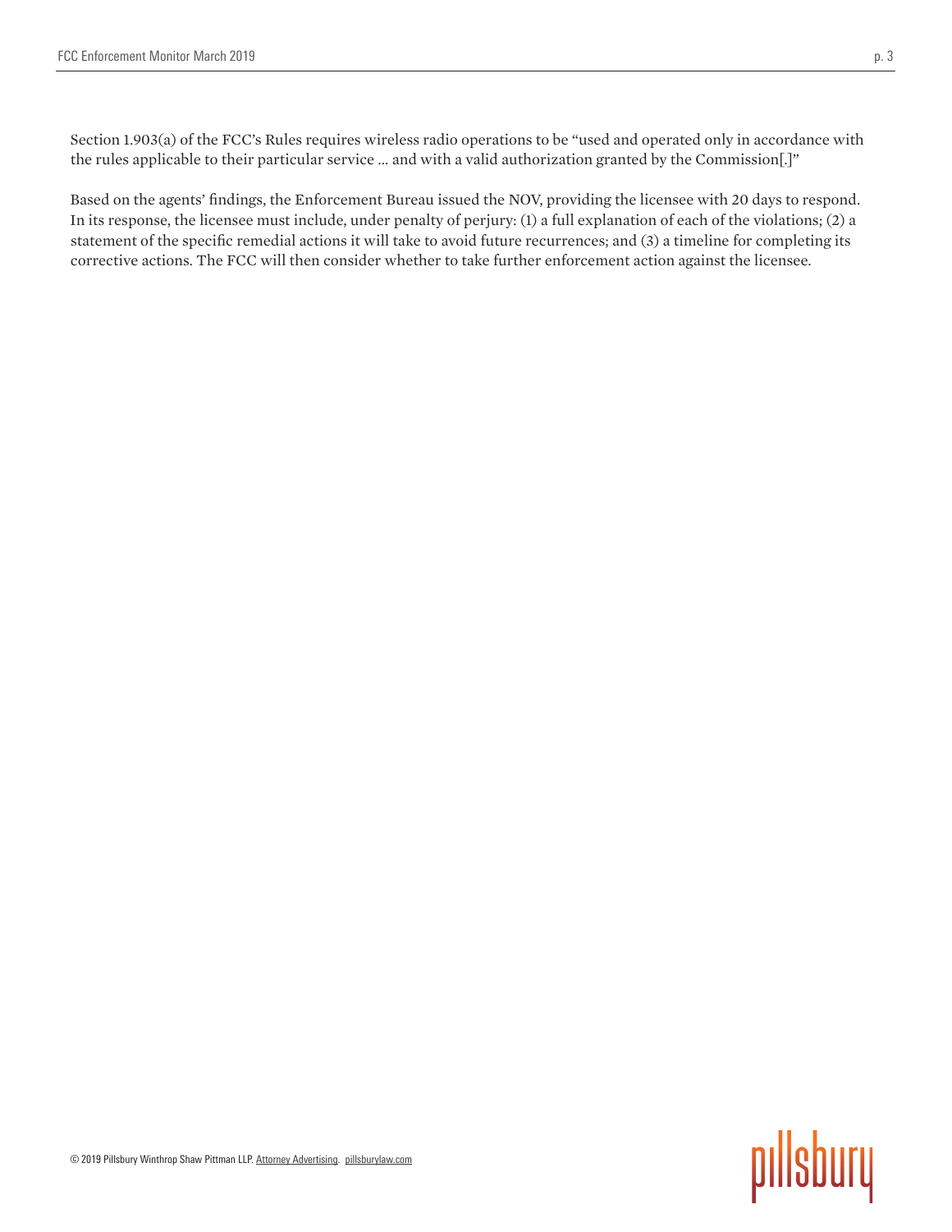Section 1.903(a) of the FCC's Rules requires wireless radio operations to be "used and operated only in accordance with the rules applicable to their particular service … and with a valid authorization granted by the Commission[.]"

Based on the agents' findings, the Enforcement Bureau issued the NOV, providing the licensee with 20 days to respond. In its response, the licensee must include, under penalty of perjury: (1) a full explanation of each of the violations; (2) a statement of the specific remedial actions it will take to avoid future recurrences; and (3) a timeline for completing its corrective actions. The FCC will then consider whether to take further enforcement action against the licensee.